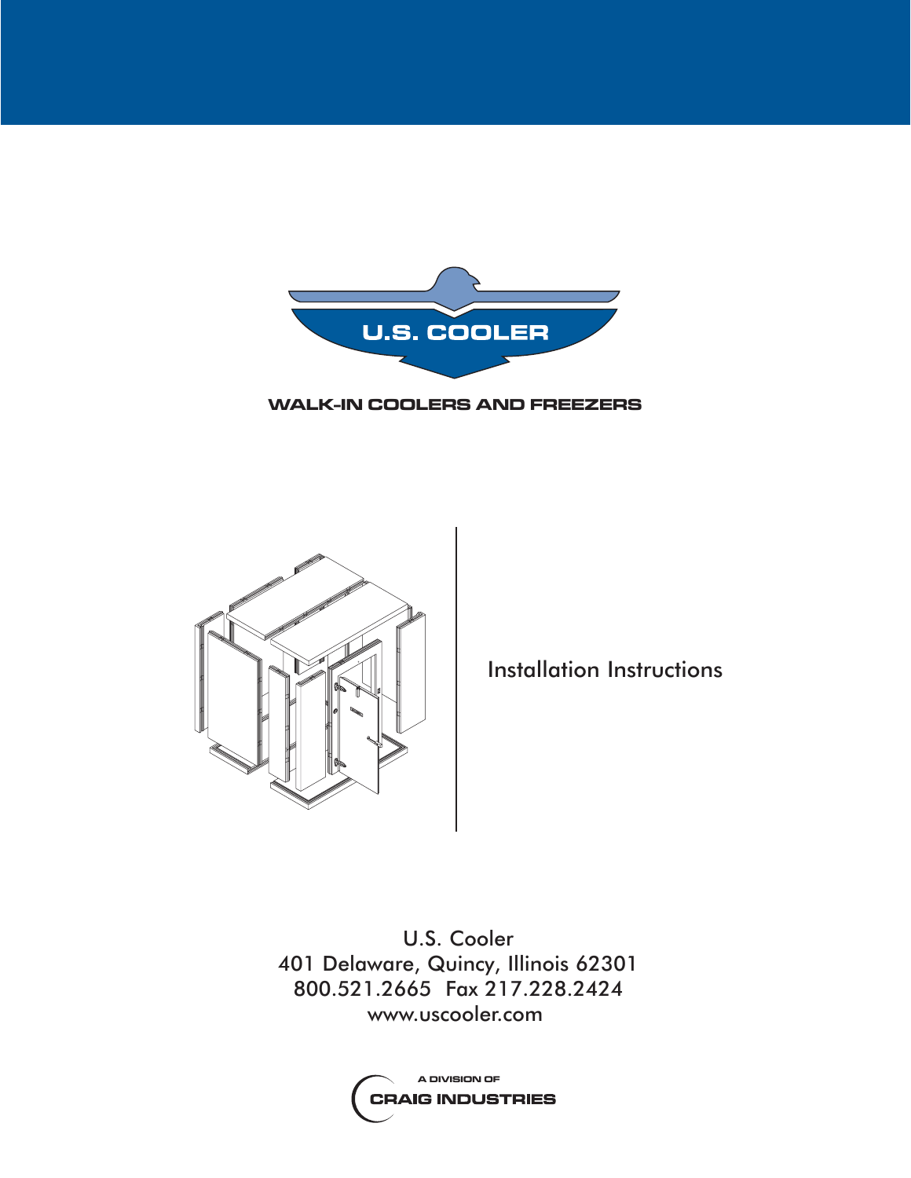# U.S. COOLER

**WALK-IN COOLERS AND FREEZERS**

## Installation Instructions

U.S. Cooler
401 Delaware, Quincy, Illinois 62301
800.521.2665 Fax 217.228.2424
www.uscooler.com

A DIVISION OF
**CRAIG INDUSTRIES**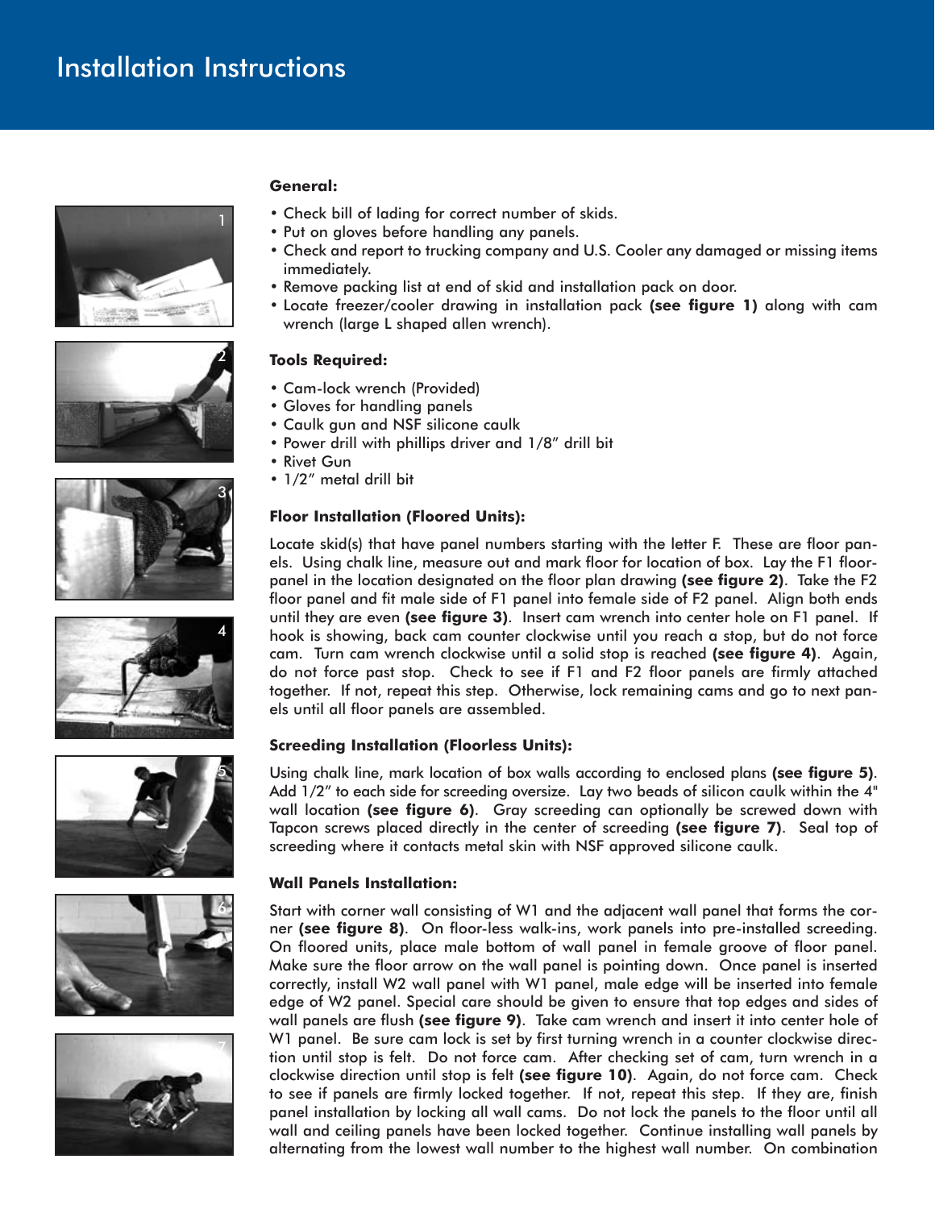# Installation Instructions

### General:

- Check bill of lading for correct number of skids.
- Put on gloves before handling any panels.
- Check and report to trucking company and U.S. Cooler any damaged or missing items immediately.
- Remove packing list at end of skid and installation pack on door.
- Locate freezer/cooler drawing in installation pack **(see figure 1)** along with cam wrench (large L shaped allen wrench).

### Tools Required:

- Cam-lock wrench (Provided)
- Gloves for handling panels
- Caulk gun and NSF silicone caulk
- Power drill with phillips driver and 1/8" drill bit
- Rivet Gun
- 1/2" metal drill bit

### Floor Installation (Floored Units):

Locate skid(s) that have panel numbers starting with the letter F. These are floor panels. Using chalk line, measure out and mark floor for location of box. Lay the F1 floor-panel in the location designated on the floor plan drawing **(see figure 2)**. Take the F2 floor panel and fit male side of F1 panel into female side of F2 panel. Align both ends until they are even **(see figure 3)**. Insert cam wrench into center hole on F1 panel. If hook is showing, back cam counter clockwise until you reach a stop, but do not force cam. Turn cam wrench clockwise until a solid stop is reached **(see figure 4)**. Again, do not force past stop. Check to see if F1 and F2 floor panels are firmly attached together. If not, repeat this step. Otherwise, lock remaining cams and go to next panels until all floor panels are assembled.

### Screeding Installation (Floorless Units):

Using chalk line, mark location of box walls according to enclosed plans **(see figure 5)**. Add 1/2" to each side for screeding oversize. Lay two beads of silicon caulk within the 4" wall location **(see figure 6)**. Gray screeding can optionally be screwed down with Tapcon screws placed directly in the center of screeding **(see figure 7)**. Seal top of screeding where it contacts metal skin with NSF approved silicone caulk.

### Wall Panels Installation:

Start with corner wall consisting of W1 and the adjacent wall panel that forms the corner **(see figure 8)**. On floor-less walk-ins, work panels into pre-installed screeding. On floored units, place male bottom of wall panel in female groove of floor panel. Make sure the floor arrow on the wall panel is pointing down. Once panel is inserted correctly, install W2 wall panel with W1 panel, male edge will be inserted into female edge of W2 panel. Special care should be given to ensure that top edges and sides of wall panels are flush **(see figure 9)**. Take cam wrench and insert it into center hole of W1 panel. Be sure cam lock is set by first turning wrench in a counter clockwise direction until stop is felt. Do not force cam. After checking set of cam, turn wrench in a clockwise direction until stop is felt **(see figure 10)**. Again, do not force cam. Check to see if panels are firmly locked together. If not, repeat this step. If they are, finish panel installation by locking all wall cams. Do not lock the panels to the floor until all wall and ceiling panels have been locked together. Continue installing wall panels by alternating from the lowest wall number to the highest wall number. On combination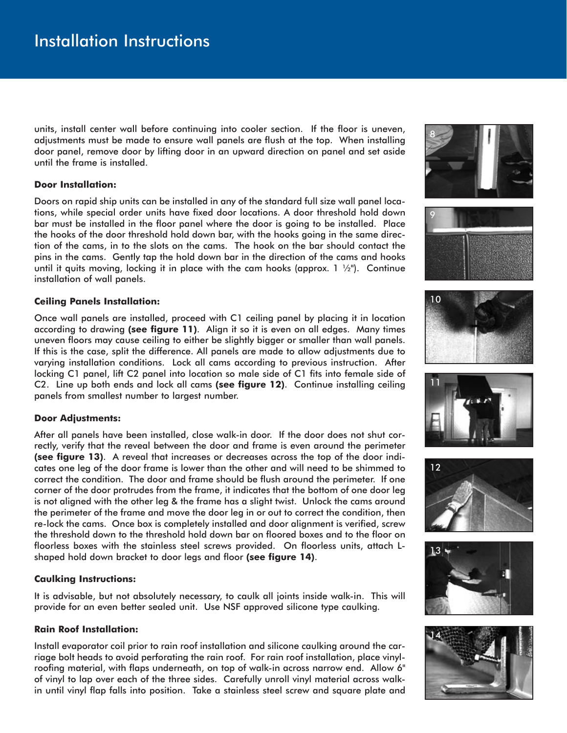## Installation Instructions

units, install center wall before continuing into cooler section. If the floor is uneven, adjustments must be made to ensure wall panels are flush at the top. When installing door panel, remove door by lifting door in an upward direction on panel and set aside until the frame is installed.

**Door Installation:**

Doors on rapid ship units can be installed in any of the standard full size wall panel locations, while special order units have fixed door locations. A door threshold hold down bar must be installed in the floor panel where the door is going to be installed. Place the hooks of the door threshold hold down bar, with the hooks going in the same direction of the cams, in to the slots on the cams. The hook on the bar should contact the pins in the cams. Gently tap the hold down bar in the direction of the cams and hooks until it quits moving, locking it in place with the cam hooks (approx. 1 ½"). Continue installation of wall panels.

**Ceiling Panels Installation:**

Once wall panels are installed, proceed with C1 ceiling panel by placing it in location according to drawing **(see figure 11)**. Align it so it is even on all edges. Many times uneven floors may cause ceiling to either be slightly bigger or smaller than wall panels. If this is the case, split the difference. All panels are made to allow adjustments due to varying installation conditions. Lock all cams according to previous instruction. After locking C1 panel, lift C2 panel into location so male side of C1 fits into female side of C2. Line up both ends and lock all cams **(see figure 12)**. Continue installing ceiling panels from smallest number to largest number.

**Door Adjustments:**

After all panels have been installed, close walk-in door. If the door does not shut correctly, verify that the reveal between the door and frame is even around the perimeter **(see figure 13)**. A reveal that increases or decreases across the top of the door indicates one leg of the door frame is lower than the other and will need to be shimmed to correct the condition. The door and frame should be flush around the perimeter. If one corner of the door protrudes from the frame, it indicates that the bottom of one door leg is not aligned with the other leg & the frame has a slight twist. Unlock the cams around the perimeter of the frame and move the door leg in or out to correct the condition, then re-lock the cams. Once box is completely installed and door alignment is verified, screw the threshold down to the threshold hold down bar on floored boxes and to the floor on floorless boxes with the stainless steel screws provided. On floorless units, attach L-shaped hold down bracket to door legs and floor **(see figure 14)**.

**Caulking Instructions:**

It is advisable, but not absolutely necessary, to caulk all joints inside walk-in. This will provide for an even better sealed unit. Use NSF approved silicone type caulking.

**Rain Roof Installation:**

Install evaporator coil prior to rain roof installation and silicone caulking around the carriage bolt heads to avoid perforating the rain roof. For rain roof installation, place vinyl-roofing material, with flaps underneath, on top of walk-in across narrow end. Allow 6" of vinyl to lap over each of the three sides. Carefully unroll vinyl material across walk-in until vinyl flap falls into position. Take a stainless steel screw and square plate and

8

9

10

11

12

13

14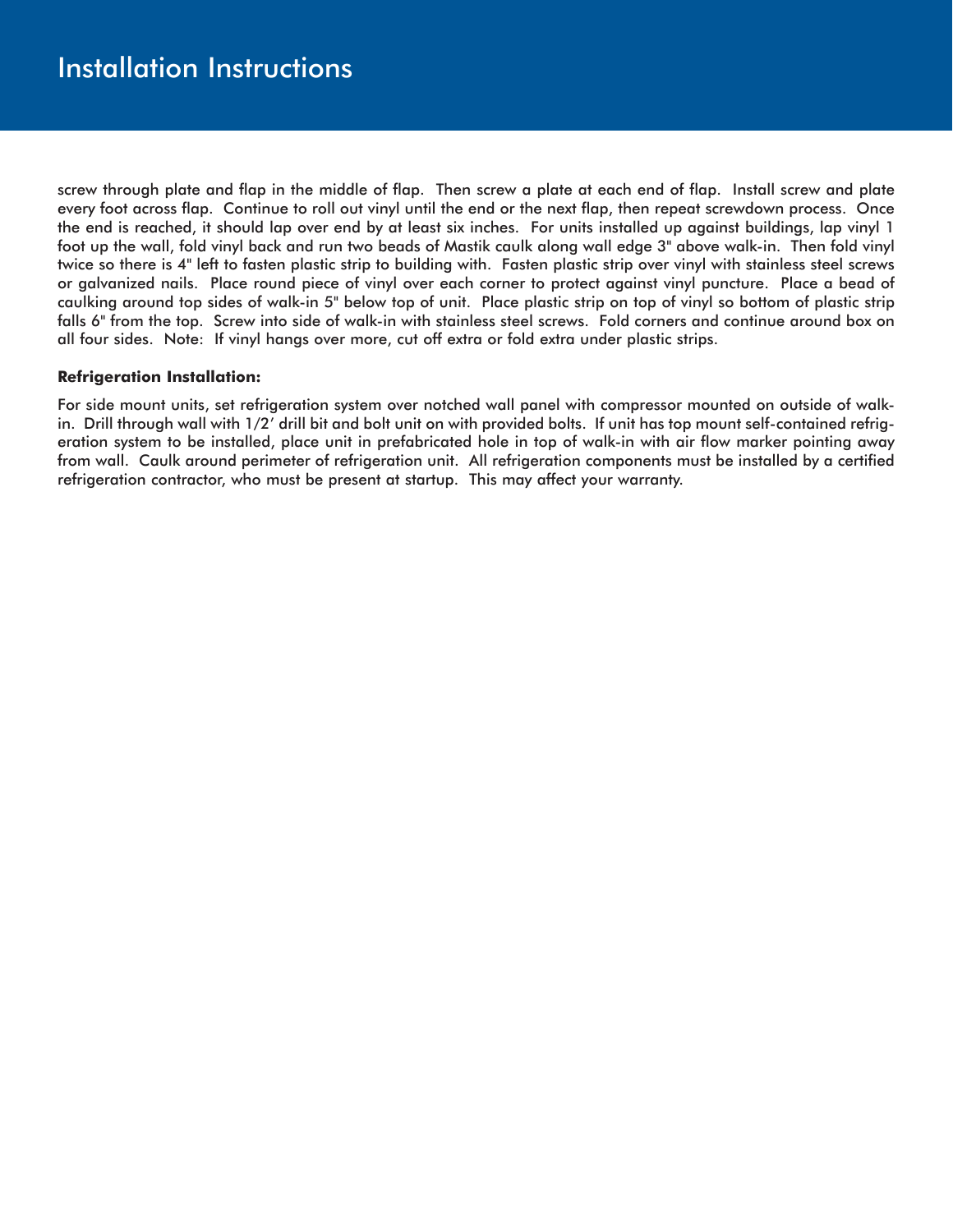# Installation Instructions

screw through plate and flap in the middle of flap. Then screw a plate at each end of flap. Install screw and plate every foot across flap. Continue to roll out vinyl until the end or the next flap, then repeat screwdown process. Once the end is reached, it should lap over end by at least six inches. For units installed up against buildings, lap vinyl 1 foot up the wall, fold vinyl back and run two beads of Mastik caulk along wall edge 3" above walk-in. Then fold vinyl twice so there is 4" left to fasten plastic strip to building with. Fasten plastic strip over vinyl with stainless steel screws or galvanized nails. Place round piece of vinyl over each corner to protect against vinyl puncture. Place a bead of caulking around top sides of walk-in 5" below top of unit. Place plastic strip on top of vinyl so bottom of plastic strip falls 6" from the top. Screw into side of walk-in with stainless steel screws. Fold corners and continue around box on all four sides. Note: If vinyl hangs over more, cut off extra or fold extra under plastic strips.

**Refrigeration Installation:**

For side mount units, set refrigeration system over notched wall panel with compressor mounted on outside of walk-in. Drill through wall with 1/2' drill bit and bolt unit on with provided bolts. If unit has top mount self-contained refrigeration system to be installed, place unit in prefabricated hole in top of walk-in with air flow marker pointing away from wall. Caulk around perimeter of refrigeration unit. All refrigeration components must be installed by a certified refrigeration contractor, who must be present at startup. This may affect your warranty.